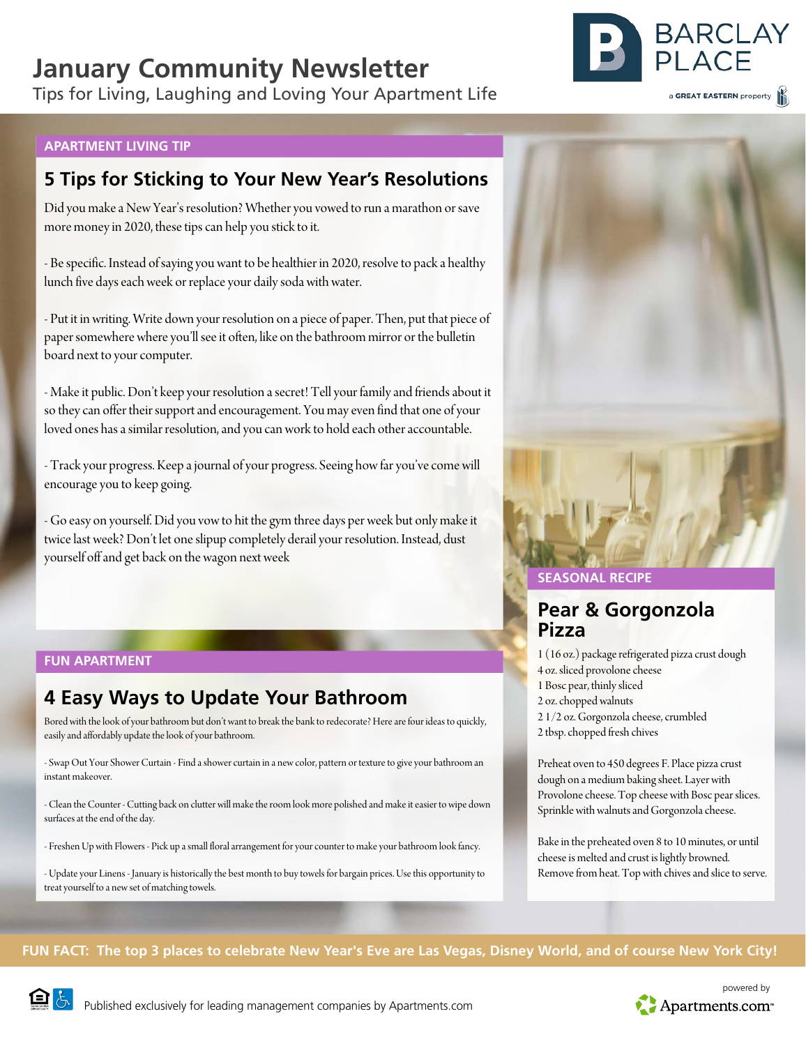# January Community Newsletter

Tips for Living, Laughing and Loving Your Apartment Life

BARCLAY PLACE

a GREAT EASTERN property

APARTMENT LIVING TIP

## 5 Tips for Sticking to Your New Year's Resolutions

Did you make a New Year's resolution? Whether you vowed to run a marathon or save more money in 2020, these tips can help you stick to it.

- Be specific. Instead of saying you want to be healthier in 2020, resolve to pack a healthy lunch five days each week or replace your daily soda with water.

- Put it in writing. Write down your resolution on a piece of paper. Then, put that piece of paper somewhere where you'll see it often, like on the bathroom mirror or the bulletin board next to your computer.

- Make it public. Don't keep your resolution a secret! Tell your family and friends about it so they can offer their support and encouragement. You may even find that one of your loved ones has a similar resolution, and you can work to hold each other accountable.

- Track your progress. Keep a journal of your progress. Seeing how far you've come will encourage you to keep going.

- Go easy on yourself. Did you vow to hit the gym three days per week but only make it twice last week? Don't let one slipup completely derail your resolution. Instead, dust yourself off and get back on the wagon next week

FUN APARTMENT

## 4 Easy Ways to Update Your Bathroom

Bored with the look of your bathroom but don't want to break the bank to redecorate? Here are four ideas to quickly, easily and affordably update the look of your bathroom.

- Swap Out Your Shower Curtain - Find a shower curtain in a new color, pattern or texture to give your bathroom an instant makeover.

- Clean the Counter - Cutting back on clutter will make the room look more polished and make it easier to wipe down surfaces at the end of the day.

- Freshen Up with Flowers - Pick up a small floral arrangement for your counter to make your bathroom look fancy.

- Update your Linens - January is historically the best month to buy towels for bargain prices. Use this opportunity to treat yourself to a new set of matching towels.

SEASONAL RECIPE

## Pear & Gorgonzola Pizza

1 (16 oz.) package refrigerated pizza crust dough
4 oz. sliced provolone cheese
1 Bosc pear, thinly sliced
2 oz. chopped walnuts
2 1/2 oz. Gorgonzola cheese, crumbled
2 tbsp. chopped fresh chives

Preheat oven to 450 degrees F. Place pizza crust dough on a medium baking sheet. Layer with Provolone cheese. Top cheese with Bosc pear slices. Sprinkle with walnuts and Gorgonzola cheese.

Bake in the preheated oven 8 to 10 minutes, or until cheese is melted and crust is lightly browned. Remove from heat. Top with chives and slice to serve.

**FUN FACT: The top 3 places to celebrate New Year's Eve are Las Vegas, Disney World, and of course New York City!**

Published exclusively for leading management companies by Apartments.com

powered by Apartments.com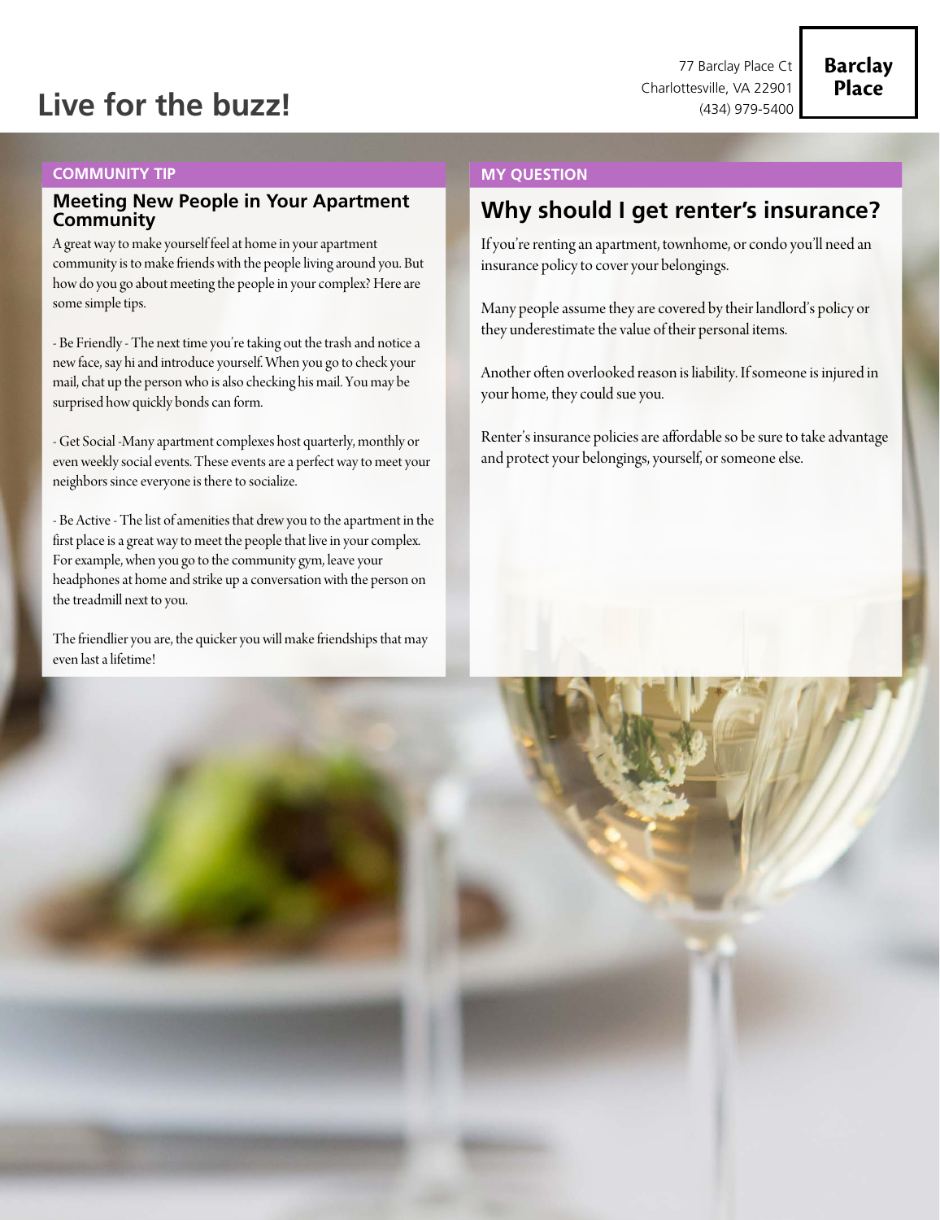# Live for the buzz!

77 Barclay Place Ct
Charlottesville, VA 22901
(434) 979-5400

**Barclay Place**

**COMMUNITY TIP**

## Meeting New People in Your Apartment Community

A great way to make yourself feel at home in your apartment community is to make friends with the people living around you. But how do you go about meeting the people in your complex? Here are some simple tips.

- Be Friendly - The next time you're taking out the trash and notice a new face, say hi and introduce yourself. When you go to check your mail, chat up the person who is also checking his mail. You may be surprised how quickly bonds can form.

- Get Social -Many apartment complexes host quarterly, monthly or even weekly social events. These events are a perfect way to meet your neighbors since everyone is there to socialize.

- Be Active - The list of amenities that drew you to the apartment in the first place is a great way to meet the people that live in your complex. For example, when you go to the community gym, leave your headphones at home and strike up a conversation with the person on the treadmill next to you.

The friendlier you are, the quicker you will make friendships that may even last a lifetime!

**MY QUESTION**

## Why should I get renter's insurance?

If you're renting an apartment, townhome, or condo you'll need an insurance policy to cover your belongings.

Many people assume they are covered by their landlord's policy or they underestimate the value of their personal items.

Another often overlooked reason is liability. If someone is injured in your home, they could sue you.

Renter's insurance policies are affordable so be sure to take advantage and protect your belongings, yourself, or someone else.